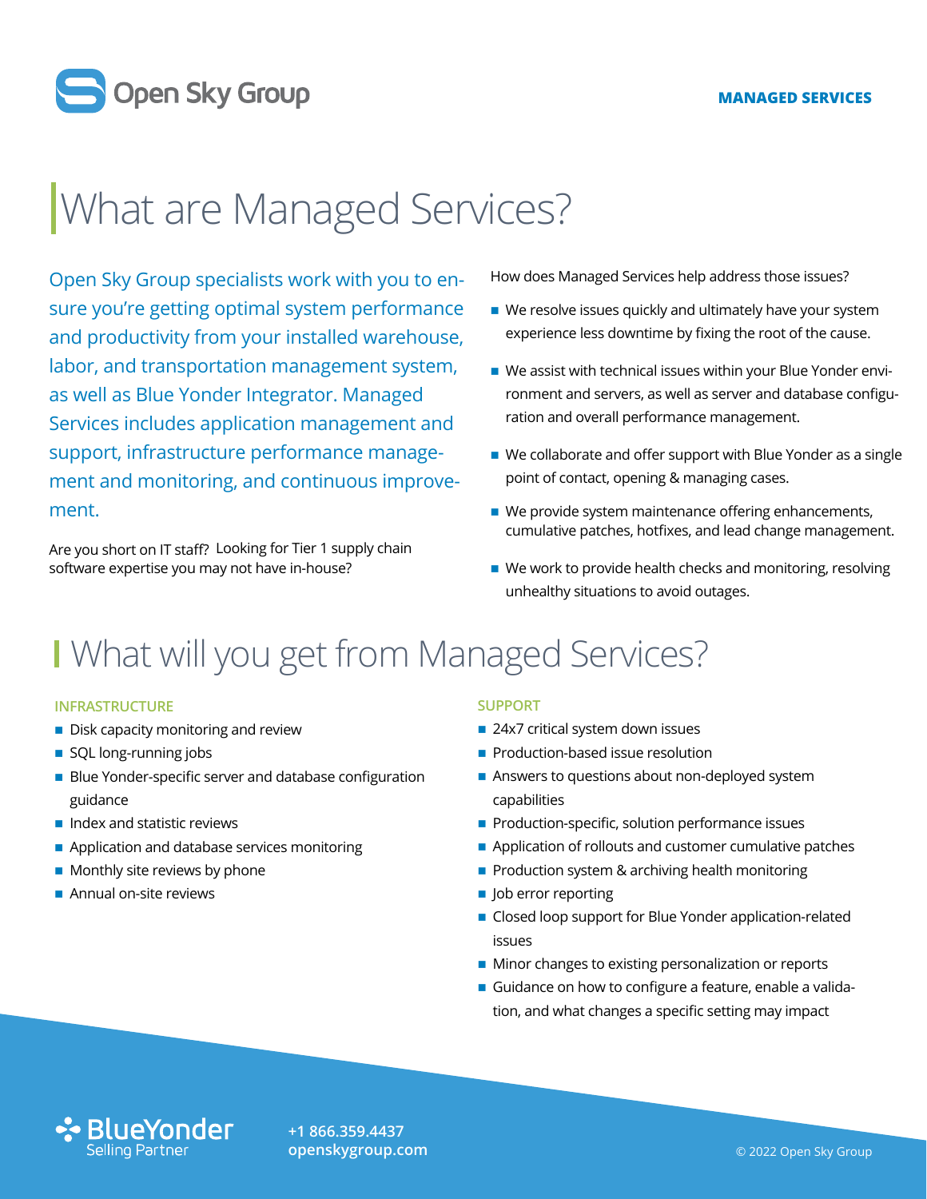Open Sky Group

MANAGED SERVICES

# What are Managed Services?

Open Sky Group specialists work with you to ensure you're getting optimal system performance and productivity from your installed warehouse, labor, and transportation management system, as well as Blue Yonder Integrator. Managed Services includes application management and support, infrastructure performance management and monitoring, and continuous improvement.

Are you short on IT staff? Looking for Tier 1 supply chain software expertise you may not have in-house?

How does Managed Services help address those issues?

- We resolve issues quickly and ultimately have your system experience less downtime by fixing the root of the cause.
- We assist with technical issues within your Blue Yonder environment and servers, as well as server and database configuration and overall performance management.
- We collaborate and offer support with Blue Yonder as a single point of contact, opening & managing cases.
- We provide system maintenance offering enhancements, cumulative patches, hotfixes, and lead change management.
- We work to provide health checks and monitoring, resolving unhealthy situations to avoid outages.

# What will you get from Managed Services?

### INFRASTRUCTURE

- Disk capacity monitoring and review
- SQL long-running jobs
- Blue Yonder-specific server and database configuration guidance
- Index and statistic reviews
- Application and database services monitoring
- Monthly site reviews by phone
- Annual on-site reviews

### SUPPORT

- 24x7 critical system down issues
- Production-based issue resolution
- Answers to questions about non-deployed system capabilities
- Production-specific, solution performance issues
- Application of rollouts and customer cumulative patches
- Production system & archiving health monitoring
- Job error reporting
- Closed loop support for Blue Yonder application-related issues
- Minor changes to existing personalization or reports
- Guidance on how to configure a feature, enable a validation, and what changes a specific setting may impact

BlueYonder Selling Partner

**+1 866.359.4437**
**openskygroup.com**

© 2022 Open Sky Group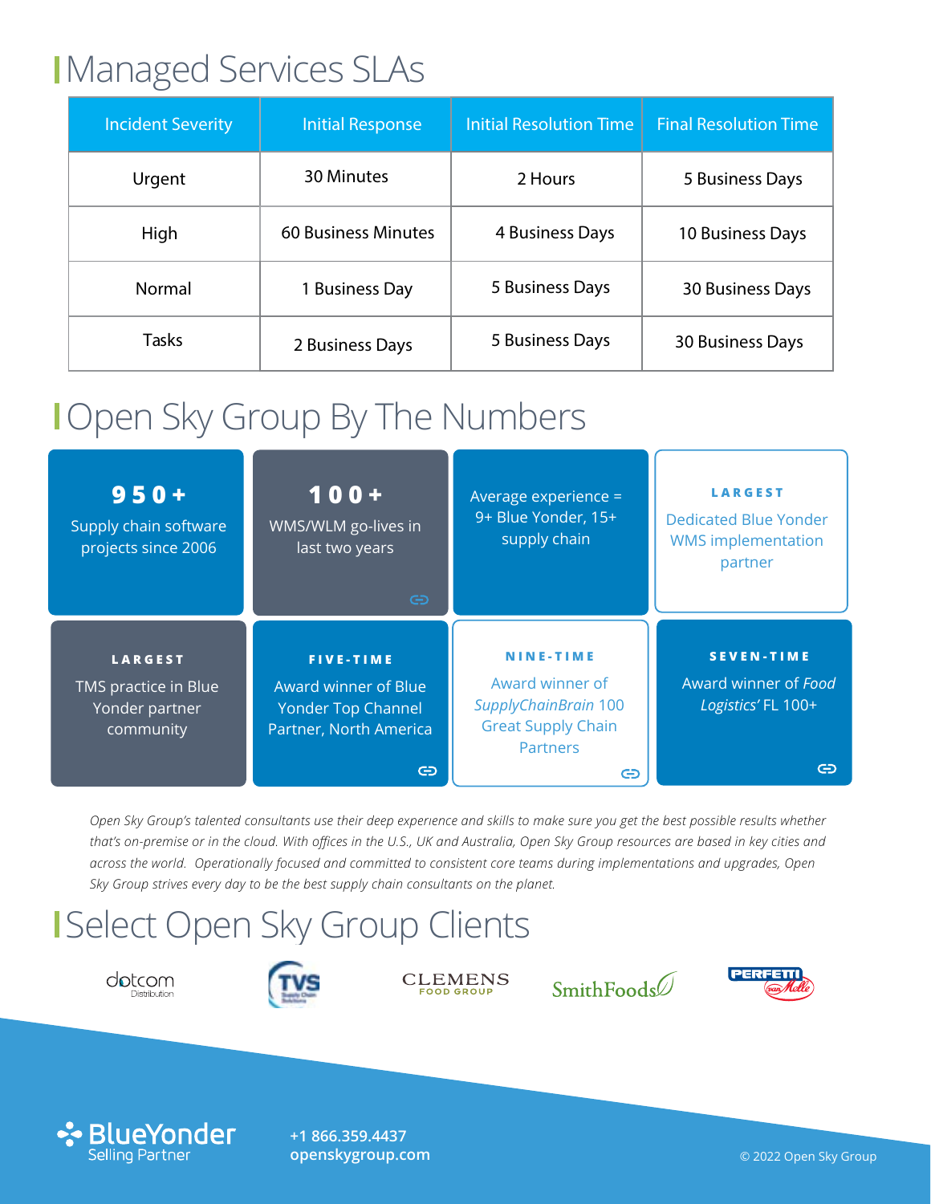# Managed Services SLAs

| Incident Severity | Initial Response | Initial Resolution Time | Final Resolution Time |
|---|---|---|---|
| Urgent | 30 Minutes | 2 Hours | 5 Business Days |
| High | 60 Business Minutes | 4 Business Days | 10 Business Days |
| Normal | 1 Business Day | 5 Business Days | 30 Business Days |
| Tasks | 2 Business Days | 5 Business Days | 30 Business Days |

# Open Sky Group By The Numbers

**950+**
Supply chain software projects since 2006

**100+**
WMS/WLM go-lives in last two years

Average experience = 9+ Blue Yonder, 15+ supply chain

**LARGEST**
Dedicated Blue Yonder WMS implementation partner

**LARGEST**
TMS practice in Blue Yonder partner community

**FIVE-TIME**
Award winner of Blue Yonder Top Channel Partner, North America

**NINE-TIME**
Award winner of *SupplyChainBrain* 100 Great Supply Chain Partners

**SEVEN-TIME**
Award winner of *Food Logistics'* FL 100+

*Open Sky Group's talented consultants use their deep experience and skills to make sure you get the best possible results whether that's on-premise or in the cloud. With offices in the U.S., UK and Australia, Open Sky Group resources are based in key cities and across the world. Operationally focused and committed to consistent core teams during implementations and upgrades, Open Sky Group strives every day to be the best supply chain consultants on the planet.*

# Select Open Sky Group Clients

dotcom Distribution

TVS Supply Chain Solutions

CLEMENS FOOD GROUP

SmithFoods

PERFETTI van Melle

BlueYonder Selling Partner

+1 866.359.4437
openskygroup.com

© 2022 Open Sky Group